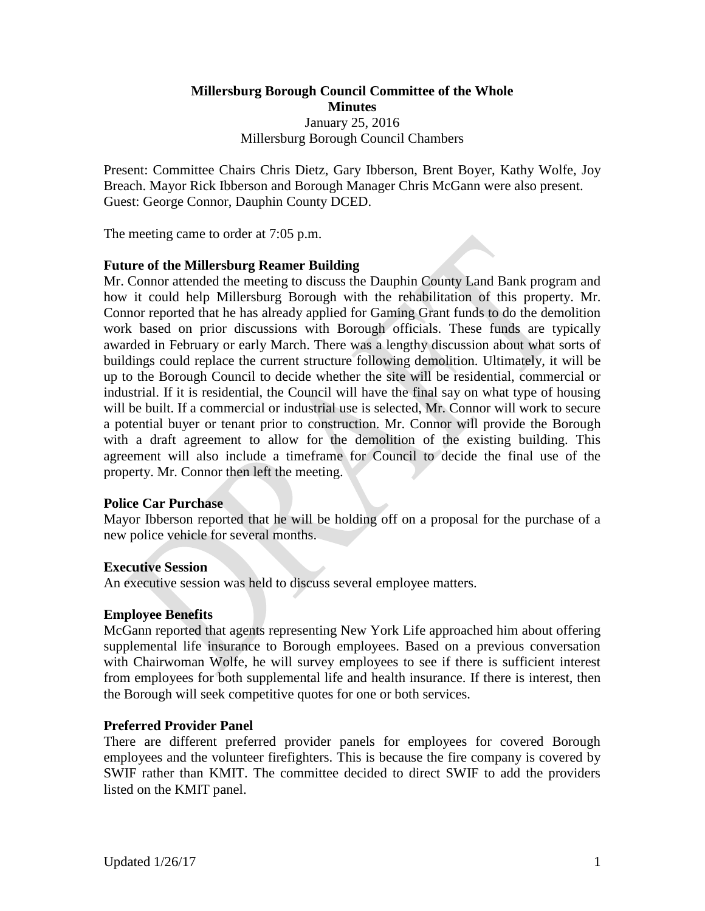**Millersburg Borough Council Committee of the Whole**
**Minutes**
January 25, 2016
Millersburg Borough Council Chambers

Present: Committee Chairs Chris Dietz, Gary Ibberson, Brent Boyer, Kathy Wolfe, Joy Breach. Mayor Rick Ibberson and Borough Manager Chris McGann were also present. Guest: George Connor, Dauphin County DCED.

The meeting came to order at 7:05 p.m.

**Future of the Millersburg Reamer Building**
Mr. Connor attended the meeting to discuss the Dauphin County Land Bank program and how it could help Millersburg Borough with the rehabilitation of this property. Mr. Connor reported that he has already applied for Gaming Grant funds to do the demolition work based on prior discussions with Borough officials. These funds are typically awarded in February or early March. There was a lengthy discussion about what sorts of buildings could replace the current structure following demolition. Ultimately, it will be up to the Borough Council to decide whether the site will be residential, commercial or industrial. If it is residential, the Council will have the final say on what type of housing will be built. If a commercial or industrial use is selected, Mr. Connor will work to secure a potential buyer or tenant prior to construction. Mr. Connor will provide the Borough with a draft agreement to allow for the demolition of the existing building. This agreement will also include a timeframe for Council to decide the final use of the property. Mr. Connor then left the meeting.

**Police Car Purchase**
Mayor Ibberson reported that he will be holding off on a proposal for the purchase of a new police vehicle for several months.

**Executive Session**
An executive session was held to discuss several employee matters.

**Employee Benefits**
McGann reported that agents representing New York Life approached him about offering supplemental life insurance to Borough employees. Based on a previous conversation with Chairwoman Wolfe, he will survey employees to see if there is sufficient interest from employees for both supplemental life and health insurance. If there is interest, then the Borough will seek competitive quotes for one or both services.

**Preferred Provider Panel**
There are different preferred provider panels for employees for covered Borough employees and the volunteer firefighters. This is because the fire company is covered by SWIF rather than KMIT. The committee decided to direct SWIF to add the providers listed on the KMIT panel.

Updated 1/26/17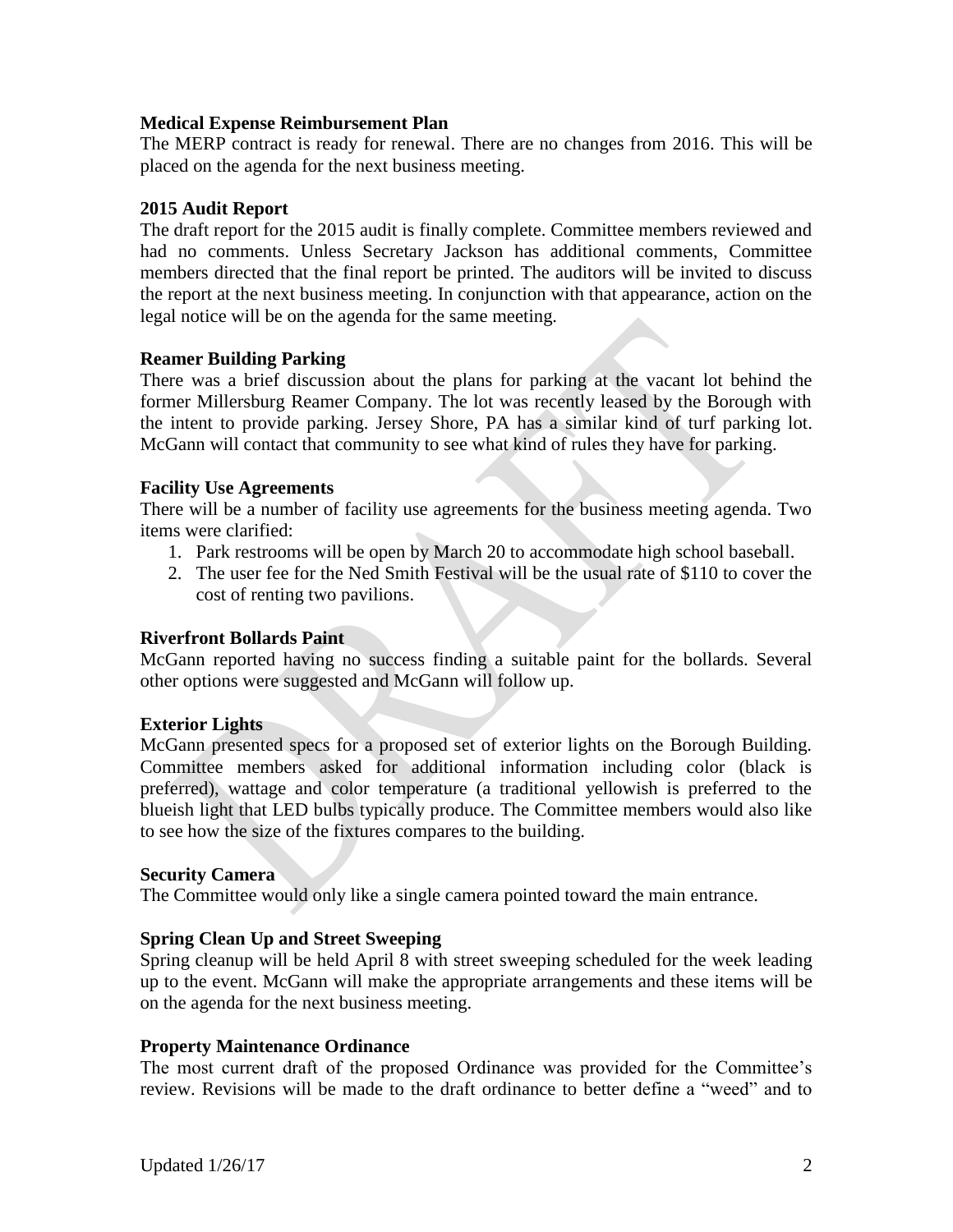**Medical Expense Reimbursement Plan**

The MERP contract is ready for renewal. There are no changes from 2016. This will be placed on the agenda for the next business meeting.

**2015 Audit Report**

The draft report for the 2015 audit is finally complete. Committee members reviewed and had no comments. Unless Secretary Jackson has additional comments, Committee members directed that the final report be printed. The auditors will be invited to discuss the report at the next business meeting. In conjunction with that appearance, action on the legal notice will be on the agenda for the same meeting.

**Reamer Building Parking**

There was a brief discussion about the plans for parking at the vacant lot behind the former Millersburg Reamer Company. The lot was recently leased by the Borough with the intent to provide parking. Jersey Shore, PA has a similar kind of turf parking lot. McGann will contact that community to see what kind of rules they have for parking.

**Facility Use Agreements**

There will be a number of facility use agreements for the business meeting agenda. Two items were clarified:

1. Park restrooms will be open by March 20 to accommodate high school baseball.
2. The user fee for the Ned Smith Festival will be the usual rate of $110 to cover the cost of renting two pavilions.

**Riverfront Bollards Paint**

McGann reported having no success finding a suitable paint for the bollards. Several other options were suggested and McGann will follow up.

**Exterior Lights**

McGann presented specs for a proposed set of exterior lights on the Borough Building. Committee members asked for additional information including color (black is preferred), wattage and color temperature (a traditional yellowish is preferred to the blueish light that LED bulbs typically produce. The Committee members would also like to see how the size of the fixtures compares to the building.

**Security Camera**

The Committee would only like a single camera pointed toward the main entrance.

**Spring Clean Up and Street Sweeping**

Spring cleanup will be held April 8 with street sweeping scheduled for the week leading up to the event. McGann will make the appropriate arrangements and these items will be on the agenda for the next business meeting.

**Property Maintenance Ordinance**

The most current draft of the proposed Ordinance was provided for the Committee's review. Revisions will be made to the draft ordinance to better define a "weed" and to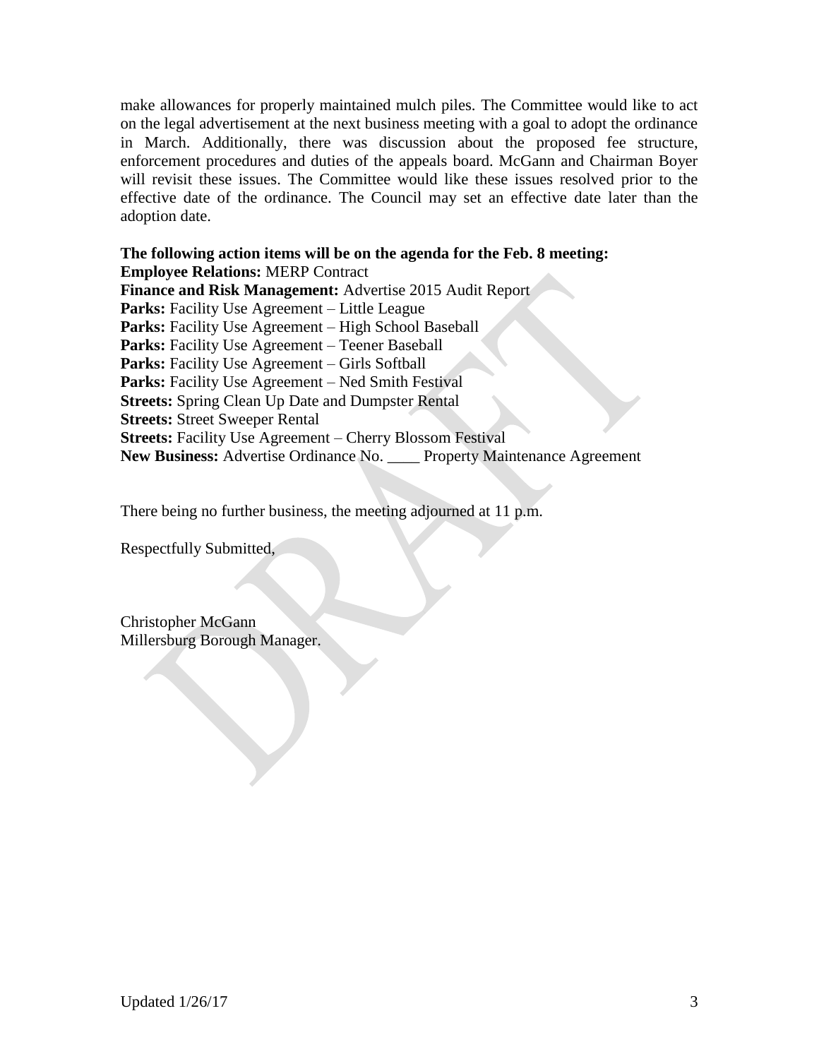make allowances for properly maintained mulch piles. The Committee would like to act on the legal advertisement at the next business meeting with a goal to adopt the ordinance in March. Additionally, there was discussion about the proposed fee structure, enforcement procedures and duties of the appeals board. McGann and Chairman Boyer will revisit these issues. The Committee would like these issues resolved prior to the effective date of the ordinance. The Council may set an effective date later than the adoption date.

**The following action items will be on the agenda for the Feb. 8 meeting:**
**Employee Relations:** MERP Contract
**Finance and Risk Management:** Advertise 2015 Audit Report
**Parks:** Facility Use Agreement – Little League
**Parks:** Facility Use Agreement – High School Baseball
**Parks:** Facility Use Agreement – Teener Baseball
**Parks:** Facility Use Agreement – Girls Softball
**Parks:** Facility Use Agreement – Ned Smith Festival
**Streets:** Spring Clean Up Date and Dumpster Rental
**Streets:** Street Sweeper Rental
**Streets:** Facility Use Agreement – Cherry Blossom Festival
**New Business:** Advertise Ordinance No. ____ Property Maintenance Agreement

There being no further business, the meeting adjourned at 11 p.m.

Respectfully Submitted,

Christopher McGann
Millersburg Borough Manager.

Updated 1/26/17